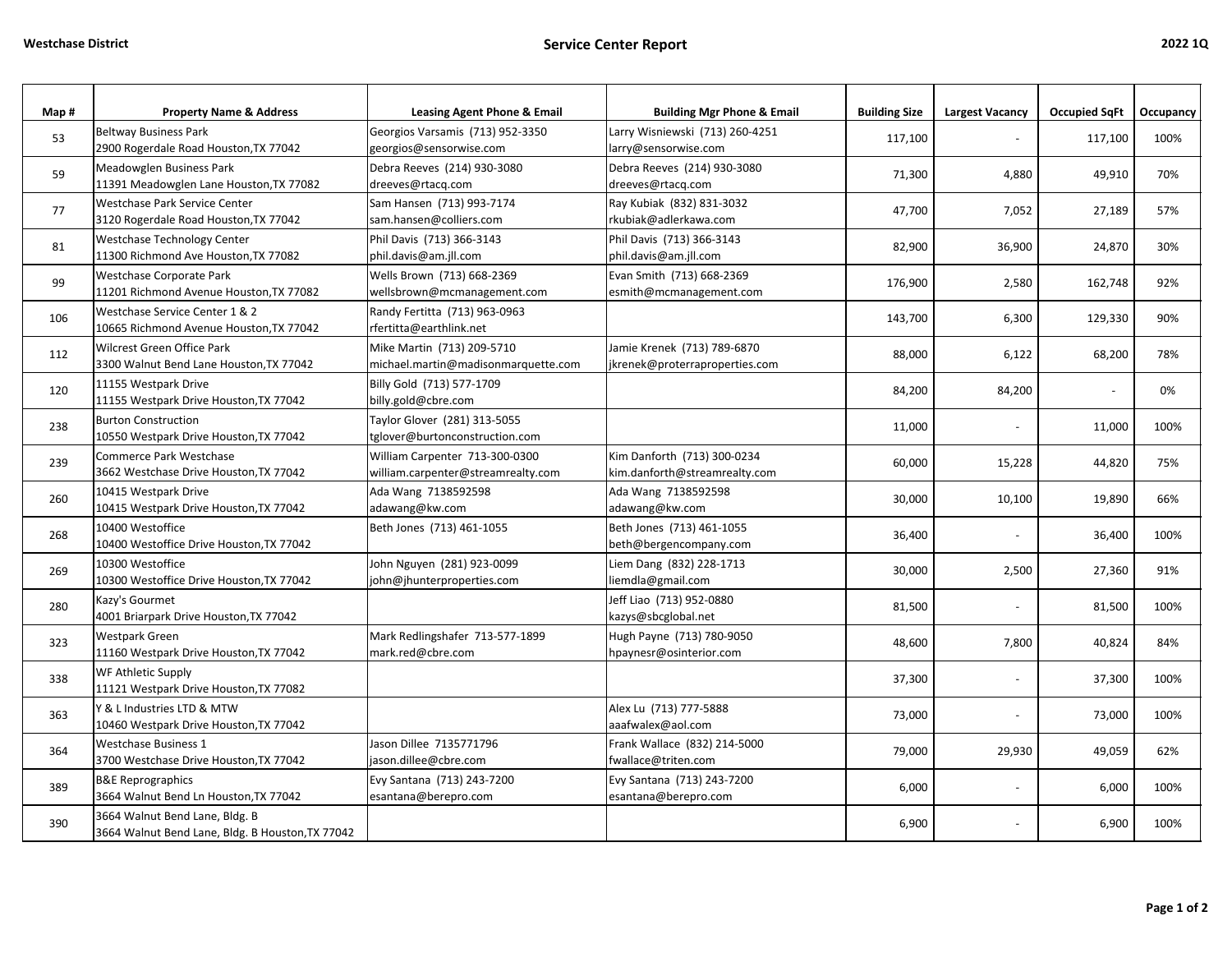Westchase District

# Service Center Report

2022 1Q

| Map # | Property Name & Address | Leasing Agent Phone & Email | Building Mgr Phone & Email | Building Size | Largest Vacancy | Occupied SqFt | Occupancy |
|---|---|---|---|---|---|---|---|
| 53 | Beltway Business Park<br>2900 Rogerdale Road Houston,TX 77042 | Georgios Varsamis (713) 952-3350<br>georgios@sensorwise.com | Larry Wisniewski (713) 260-4251<br>larry@sensorwise.com | 117,100 | - | 117,100 | 100% |
| 59 | Meadowglen Business Park<br>11391 Meadowglen Lane Houston,TX 77082 | Debra Reeves (214) 930-3080<br>dreeves@rtacq.com | Debra Reeves (214) 930-3080<br>dreeves@rtacq.com | 71,300 | 4,880 | 49,910 | 70% |
| 77 | Westchase Park Service Center<br>3120 Rogerdale Road Houston,TX 77042 | Sam Hansen (713) 993-7174<br>sam.hansen@colliers.com | Ray Kubiak (832) 831-3032<br>rkubiak@adlerkawa.com | 47,700 | 7,052 | 27,189 | 57% |
| 81 | Westchase Technology Center<br>11300 Richmond Ave Houston,TX 77082 | Phil Davis (713) 366-3143<br>phil.davis@am.jll.com | Phil Davis (713) 366-3143<br>phil.davis@am.jll.com | 82,900 | 36,900 | 24,870 | 30% |
| 99 | Westchase Corporate Park<br>11201 Richmond Avenue Houston,TX 77082 | Wells Brown (713) 668-2369<br>wellsbrown@mcmanagement.com | Evan Smith (713) 668-2369<br>esmith@mcmanagement.com | 176,900 | 2,580 | 162,748 | 92% |
| 106 | Westchase Service Center 1 & 2<br>10665 Richmond Avenue Houston,TX 77042 | Randy Fertitta (713) 963-0963<br>rfertitta@earthlink.net | | 143,700 | 6,300 | 129,330 | 90% |
| 112 | Wilcrest Green Office Park<br>3300 Walnut Bend Lane Houston,TX 77042 | Mike Martin (713) 209-5710<br>michael.martin@madisonmarquette.com | Jamie Krenek (713) 789-6870<br>jkrenek@proterraproperties.com | 88,000 | 6,122 | 68,200 | 78% |
| 120 | 11155 Westpark Drive<br>11155 Westpark Drive Houston,TX 77042 | Billy Gold (713) 577-1709<br>billy.gold@cbre.com | | 84,200 | 84,200 | - | 0% |
| 238 | Burton Construction<br>10550 Westpark Drive Houston,TX 77042 | Taylor Glover (281) 313-5055<br>tglover@burtonconstruction.com | | 11,000 | - | 11,000 | 100% |
| 239 | Commerce Park Westchase<br>3662 Westchase Drive Houston,TX 77042 | William Carpenter 713-300-0300<br>william.carpenter@streamrealty.com | Kim Danforth (713) 300-0234<br>kim.danforth@streamrealty.com | 60,000 | 15,228 | 44,820 | 75% |
| 260 | 10415 Westpark Drive<br>10415 Westpark Drive Houston,TX 77042 | Ada Wang 7138592598<br>adawang@kw.com | Ada Wang 7138592598<br>adawang@kw.com | 30,000 | 10,100 | 19,890 | 66% |
| 268 | 10400 Westoffice<br>10400 Westoffice Drive Houston,TX 77042 | Beth Jones (713) 461-1055 | Beth Jones (713) 461-1055<br>beth@bergencompany.com | 36,400 | - | 36,400 | 100% |
| 269 | 10300 Westoffice<br>10300 Westoffice Drive Houston,TX 77042 | John Nguyen (281) 923-0099<br>john@jhunterproperties.com | Liem Dang (832) 228-1713<br>liemdla@gmail.com | 30,000 | 2,500 | 27,360 | 91% |
| 280 | Kazy's Gourmet<br>4001 Briarpark Drive Houston,TX 77042 | | Jeff Liao (713) 952-0880<br>kazys@sbcglobal.net | 81,500 | - | 81,500 | 100% |
| 323 | Westpark Green<br>11160 Westpark Drive Houston,TX 77042 | Mark Redlingshafer 713-577-1899<br>mark.red@cbre.com | Hugh Payne (713) 780-9050<br>hpaynesr@osinterior.com | 48,600 | 7,800 | 40,824 | 84% |
| 338 | WF Athletic Supply<br>11121 Westpark Drive Houston,TX 77082 | | | 37,300 | - | 37,300 | 100% |
| 363 | Y & L Industries LTD & MTW<br>10460 Westpark Drive Houston,TX 77042 | | Alex Lu (713) 777-5888<br>aaafwalex@aol.com | 73,000 | - | 73,000 | 100% |
| 364 | Westchase Business 1<br>3700 Westchase Drive Houston,TX 77042 | Jason Dillee 7135771796<br>jason.dillee@cbre.com | Frank Wallace (832) 214-5000<br>fwallace@triten.com | 79,000 | 29,930 | 49,059 | 62% |
| 389 | B&E Reprographics<br>3664 Walnut Bend Ln Houston,TX 77042 | Evy Santana (713) 243-7200<br>esantana@berepro.com | Evy Santana (713) 243-7200<br>esantana@berepro.com | 6,000 | - | 6,000 | 100% |
| 390 | 3664 Walnut Bend Lane, Bldg. B<br>3664 Walnut Bend Lane, Bldg. B Houston,TX 77042 | | | 6,900 | - | 6,900 | 100% |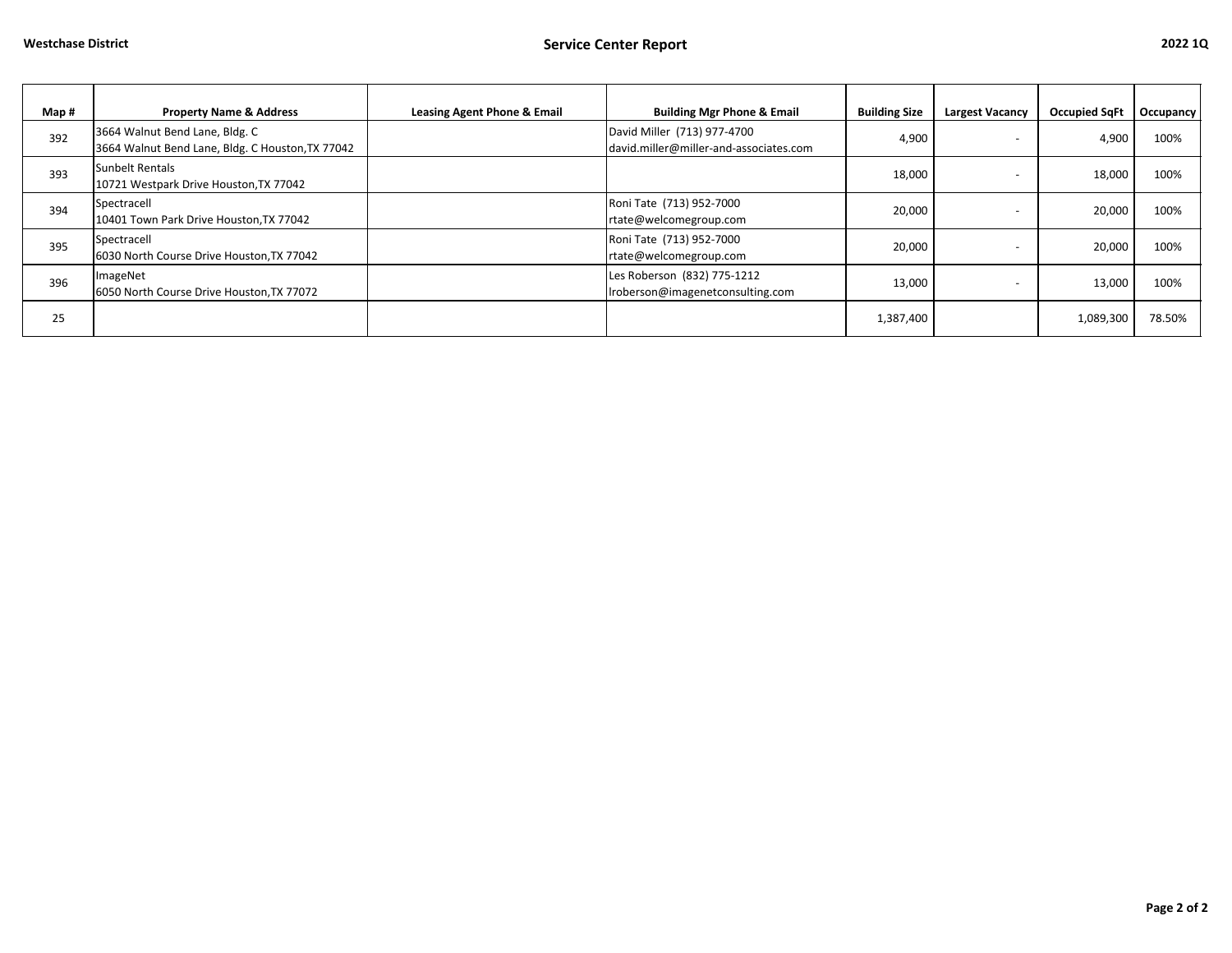| Map # | Property Name & Address | Leasing Agent Phone & Email | Building Mgr Phone & Email | Building Size | Largest Vacancy | Occupied SqFt | Occupancy |
|---|---|---|---|---|---|---|---|
| 392 | 3664 Walnut Bend Lane, Bldg. C<br>3664 Walnut Bend Lane, Bldg. C Houston,TX 77042 | | David Miller (713) 977-4700<br>david.miller@miller-and-associates.com | 4,900 | - | 4,900 | 100% |
| 393 | Sunbelt Rentals<br>10721 Westpark Drive Houston,TX 77042 | | | 18,000 | - | 18,000 | 100% |
| 394 | Spectracell<br>10401 Town Park Drive Houston,TX 77042 | | Roni Tate (713) 952-7000<br>rtate@welcomegroup.com | 20,000 | - | 20,000 | 100% |
| 395 | Spectracell<br>6030 North Course Drive Houston,TX 77042 | | Roni Tate (713) 952-7000<br>rtate@welcomegroup.com | 20,000 | - | 20,000 | 100% |
| 396 | ImageNet<br>6050 North Course Drive Houston,TX 77072 | | Les Roberson (832) 775-1212<br>lroberson@imagenetconsulting.com | 13,000 | - | 13,000 | 100% |
| 25 | | | | 1,387,400 | | 1,089,300 | 78.50% |